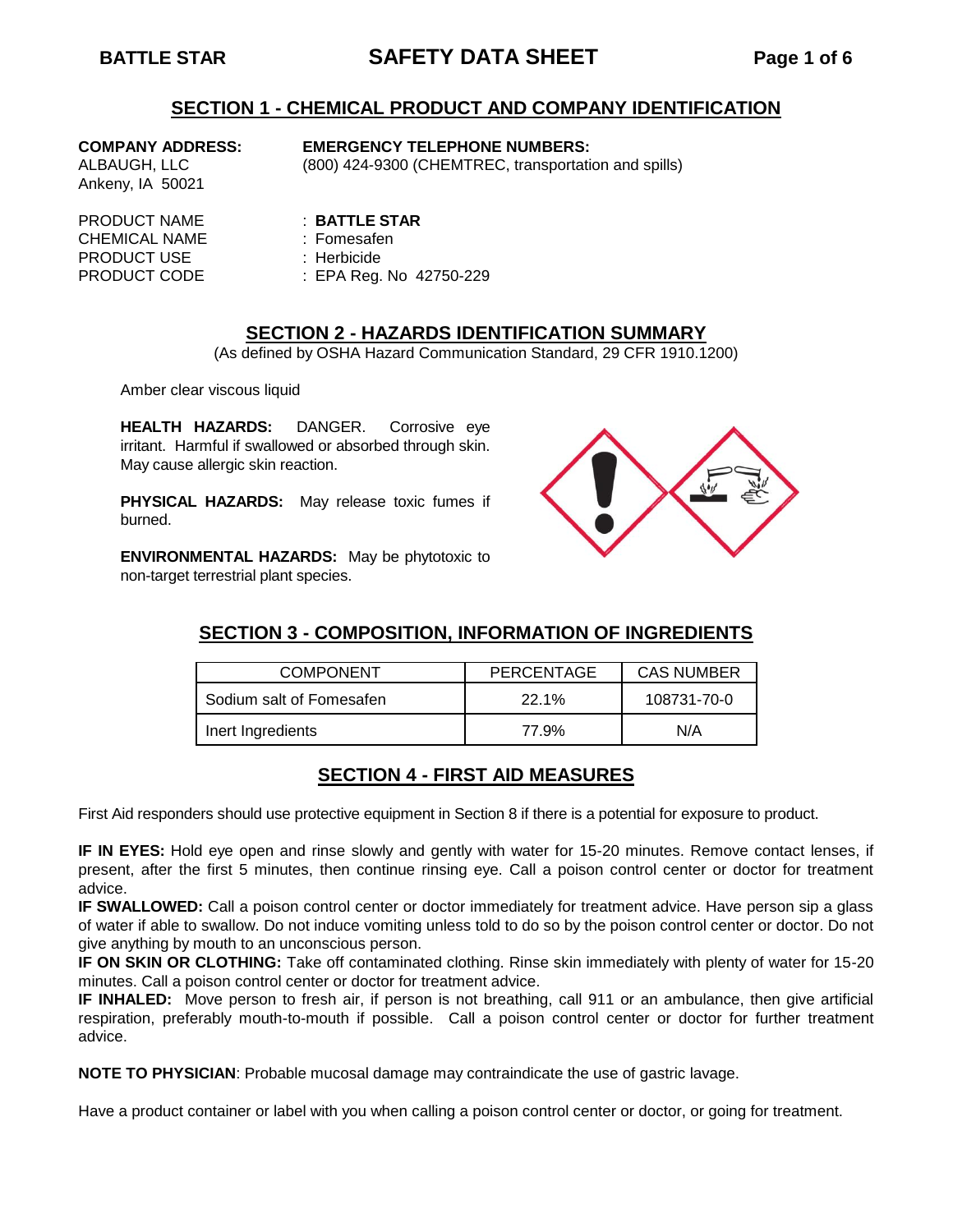## SECTION 1 - CHEMICAL PRODUCT AND COMPANY IDENTIFICATION

**COMPANY ADDRESS:**
ALBAUGH, LLC
Ankeny, IA 50021

**EMERGENCY TELEPHONE NUMBERS:**
(800) 424-9300 (CHEMTREC, transportation and spills)

PRODUCT NAME : **BATTLE STAR**
CHEMICAL NAME : Fomesafen
PRODUCT USE : Herbicide
PRODUCT CODE : EPA Reg. No 42750-229

## SECTION 2 - HAZARDS IDENTIFICATION SUMMARY

(As defined by OSHA Hazard Communication Standard, 29 CFR 1910.1200)

Amber clear viscous liquid

**HEALTH HAZARDS:** DANGER. Corrosive eye irritant. Harmful if swallowed or absorbed through skin. May cause allergic skin reaction.

**PHYSICAL HAZARDS:** May release toxic fumes if burned.

**ENVIRONMENTAL HAZARDS:** May be phytotoxic to non-target terrestrial plant species.

## SECTION 3 - COMPOSITION, INFORMATION OF INGREDIENTS

| COMPONENT | PERCENTAGE | CAS NUMBER |
|---|---|---|
| Sodium salt of Fomesafen | 22.1% | 108731-70-0 |
| Inert Ingredients | 77.9% | N/A |

## SECTION 4 - FIRST AID MEASURES

First Aid responders should use protective equipment in Section 8 if there is a potential for exposure to product.

**IF IN EYES:** Hold eye open and rinse slowly and gently with water for 15-20 minutes. Remove contact lenses, if present, after the first 5 minutes, then continue rinsing eye. Call a poison control center or doctor for treatment advice.

**IF SWALLOWED:** Call a poison control center or doctor immediately for treatment advice. Have person sip a glass of water if able to swallow. Do not induce vomiting unless told to do so by the poison control center or doctor. Do not give anything by mouth to an unconscious person.

**IF ON SKIN OR CLOTHING:** Take off contaminated clothing. Rinse skin immediately with plenty of water for 15-20 minutes. Call a poison control center or doctor for treatment advice.

**IF INHALED:** Move person to fresh air, if person is not breathing, call 911 or an ambulance, then give artificial respiration, preferably mouth-to-mouth if possible. Call a poison control center or doctor for further treatment advice.

**NOTE TO PHYSICIAN**: Probable mucosal damage may contraindicate the use of gastric lavage.

Have a product container or label with you when calling a poison control center or doctor, or going for treatment.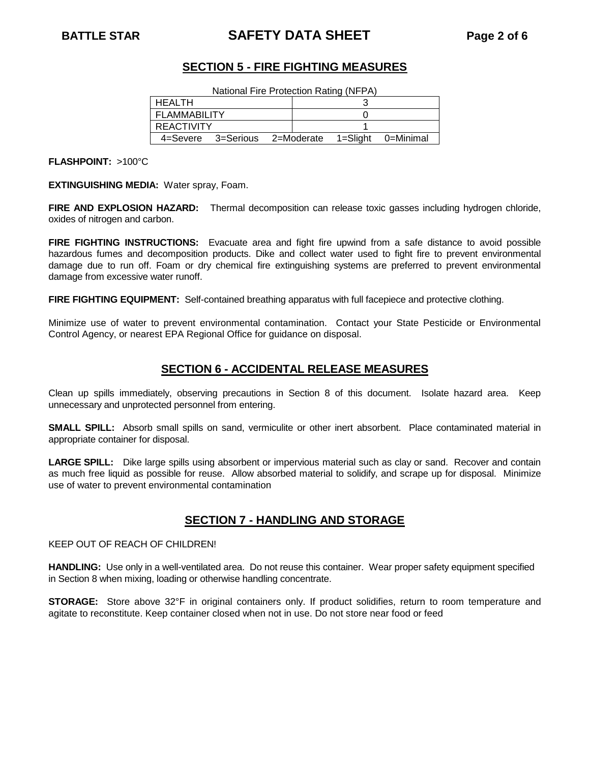## SECTION 5 - FIRE FIGHTING MEASURES

National Fire Protection Rating (NFPA)

| | |
|---|---|
| HEALTH | 3 |
| FLAMMABILITY | 0 |
| REACTIVITY | 1 |
| 4=Severe 3=Serious 2=Moderate 1=Slight 0=Minimal | |

**FLASHPOINT:** >100°C

**EXTINGUISHING MEDIA:** Water spray, Foam.

**FIRE AND EXPLOSION HAZARD:** Thermal decomposition can release toxic gasses including hydrogen chloride, oxides of nitrogen and carbon.

**FIRE FIGHTING INSTRUCTIONS:** Evacuate area and fight fire upwind from a safe distance to avoid possible hazardous fumes and decomposition products. Dike and collect water used to fight fire to prevent environmental damage due to run off. Foam or dry chemical fire extinguishing systems are preferred to prevent environmental damage from excessive water runoff.

**FIRE FIGHTING EQUIPMENT:** Self-contained breathing apparatus with full facepiece and protective clothing.

Minimize use of water to prevent environmental contamination. Contact your State Pesticide or Environmental Control Agency, or nearest EPA Regional Office for guidance on disposal.

## SECTION 6 - ACCIDENTAL RELEASE MEASURES

Clean up spills immediately, observing precautions in Section 8 of this document. Isolate hazard area. Keep unnecessary and unprotected personnel from entering.

**SMALL SPILL:** Absorb small spills on sand, vermiculite or other inert absorbent. Place contaminated material in appropriate container for disposal.

**LARGE SPILL:** Dike large spills using absorbent or impervious material such as clay or sand. Recover and contain as much free liquid as possible for reuse. Allow absorbed material to solidify, and scrape up for disposal. Minimize use of water to prevent environmental contamination

## SECTION 7 - HANDLING AND STORAGE

KEEP OUT OF REACH OF CHILDREN!

**HANDLING:** Use only in a well-ventilated area. Do not reuse this container. Wear proper safety equipment specified in Section 8 when mixing, loading or otherwise handling concentrate.

**STORAGE:** Store above 32°F in original containers only. If product solidifies, return to room temperature and agitate to reconstitute. Keep container closed when not in use. Do not store near food or feed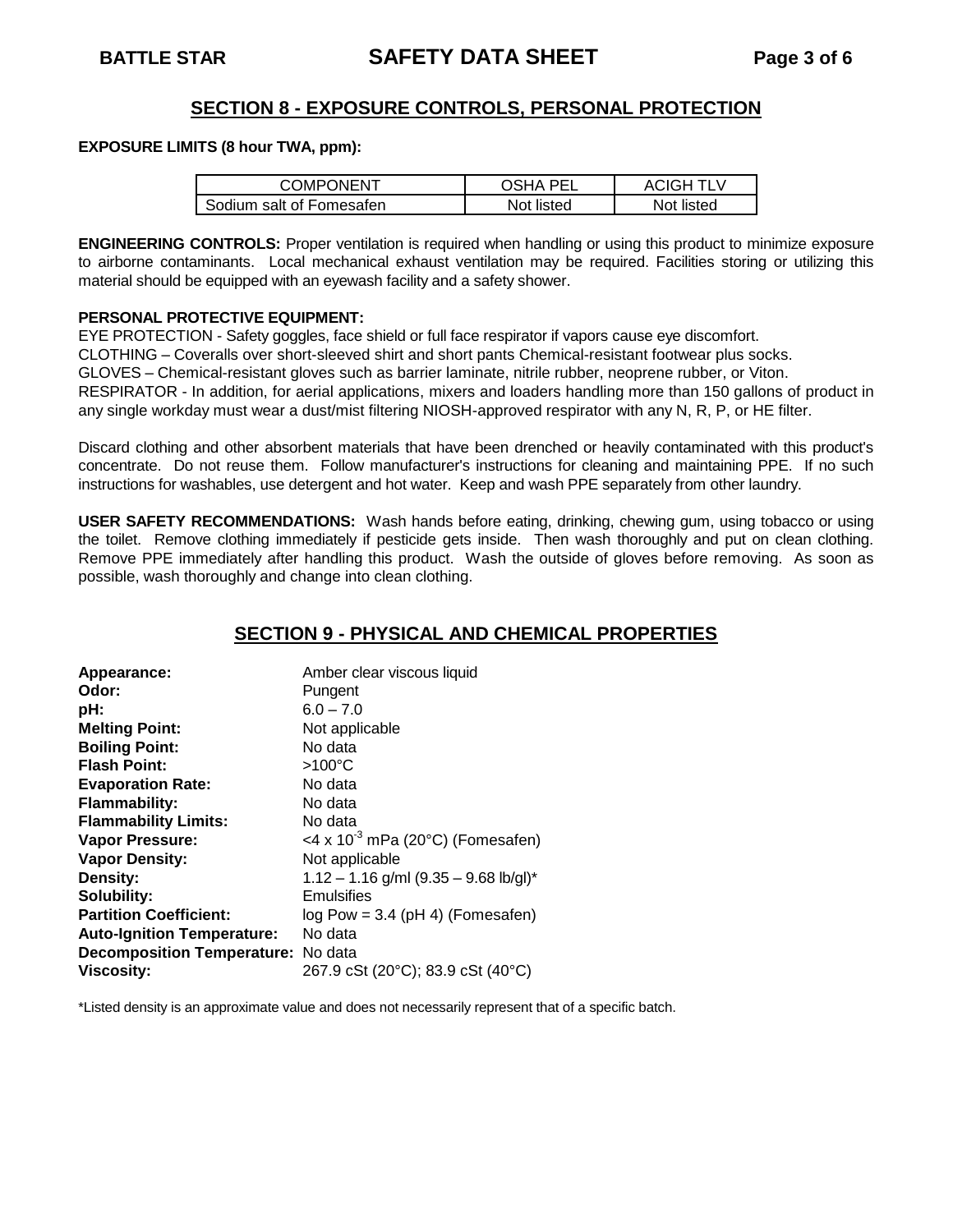## SECTION 8 - EXPOSURE CONTROLS, PERSONAL PROTECTION

**EXPOSURE LIMITS (8 hour TWA, ppm):**

| COMPONENT | OSHA PEL | ACIGH TLV |
|---|---|---|
| Sodium salt of Fomesafen | Not listed | Not listed |

**ENGINEERING CONTROLS:** Proper ventilation is required when handling or using this product to minimize exposure to airborne contaminants. Local mechanical exhaust ventilation may be required. Facilities storing or utilizing this material should be equipped with an eyewash facility and a safety shower.

**PERSONAL PROTECTIVE EQUIPMENT:**

EYE PROTECTION - Safety goggles, face shield or full face respirator if vapors cause eye discomfort.

CLOTHING – Coveralls over short-sleeved shirt and short pants Chemical-resistant footwear plus socks.

GLOVES – Chemical-resistant gloves such as barrier laminate, nitrile rubber, neoprene rubber, or Viton.

RESPIRATOR - In addition, for aerial applications, mixers and loaders handling more than 150 gallons of product in any single workday must wear a dust/mist filtering NIOSH-approved respirator with any N, R, P, or HE filter.

Discard clothing and other absorbent materials that have been drenched or heavily contaminated with this product's concentrate. Do not reuse them. Follow manufacturer's instructions for cleaning and maintaining PPE. If no such instructions for washables, use detergent and hot water. Keep and wash PPE separately from other laundry.

**USER SAFETY RECOMMENDATIONS:** Wash hands before eating, drinking, chewing gum, using tobacco or using the toilet. Remove clothing immediately if pesticide gets inside. Then wash thoroughly and put on clean clothing. Remove PPE immediately after handling this product. Wash the outside of gloves before removing. As soon as possible, wash thoroughly and change into clean clothing.

## SECTION 9 - PHYSICAL AND CHEMICAL PROPERTIES

**Appearance:** Amber clear viscous liquid
**Odor:** Pungent
**pH:** 6.0 – 7.0
**Melting Point:** Not applicable
**Boiling Point:** No data
**Flash Point:** >100°C
**Evaporation Rate:** No data
**Flammability:** No data
**Flammability Limits:** No data
**Vapor Pressure:** <4 x $10^{-3}$ mPa (20°C) (Fomesafen)
**Vapor Density:** Not applicable
**Density:** 1.12 – 1.16 g/ml (9.35 – 9.68 lb/gl)*
**Solubility:** Emulsifies
**Partition Coefficient:** log Pow = 3.4 (pH 4) (Fomesafen)
**Auto-Ignition Temperature:** No data
**Decomposition Temperature:** No data
**Viscosity:** 267.9 cSt (20°C); 83.9 cSt (40°C)

*Listed density is an approximate value and does not necessarily represent that of a specific batch.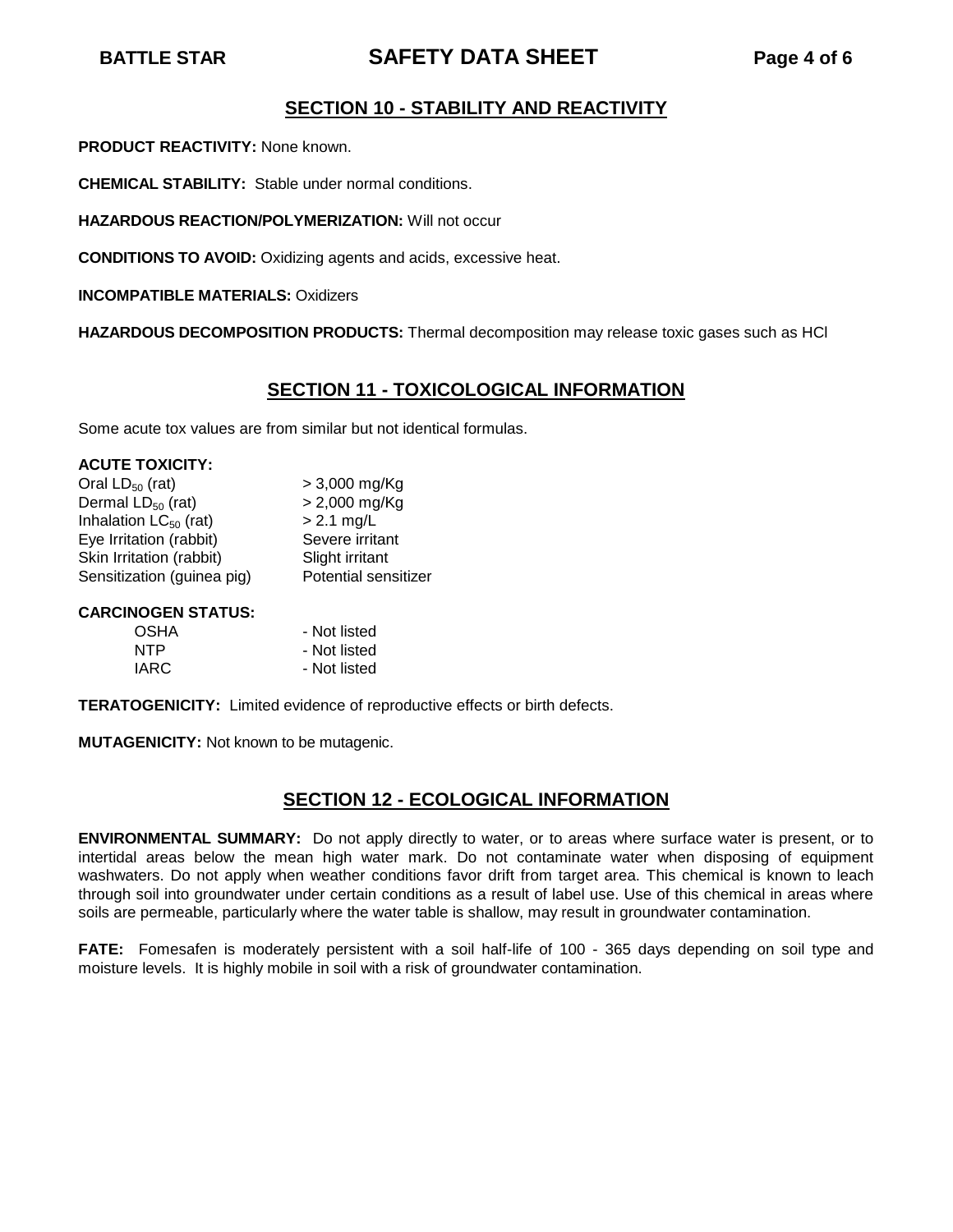## SECTION 10 - STABILITY AND REACTIVITY

**PRODUCT REACTIVITY:** None known.

**CHEMICAL STABILITY:** Stable under normal conditions.

**HAZARDOUS REACTION/POLYMERIZATION:** Will not occur

**CONDITIONS TO AVOID:** Oxidizing agents and acids, excessive heat.

**INCOMPATIBLE MATERIALS:** Oxidizers

**HAZARDOUS DECOMPOSITION PRODUCTS:** Thermal decomposition may release toxic gases such as HCl

## SECTION 11 - TOXICOLOGICAL INFORMATION

Some acute tox values are from similar but not identical formulas.

**ACUTE TOXICITY:**

| | |
|---|---|
| Oral $LD_{50}$ (rat) | > 3,000 mg/Kg |
| Dermal $LD_{50}$ (rat) | > 2,000 mg/Kg |
| Inhalation $LC_{50}$ (rat) | > 2.1 mg/L |
| Eye Irritation (rabbit) | Severe irritant |
| Skin Irritation (rabbit) | Slight irritant |
| Sensitization (guinea pig) | Potential sensitizer |

**CARCINOGEN STATUS:**

| | |
|---|---|
| OSHA | - Not listed |
| NTP | - Not listed |
| IARC | - Not listed |

**TERATOGENICITY:** Limited evidence of reproductive effects or birth defects.

**MUTAGENICITY:** Not known to be mutagenic.

## SECTION 12 - ECOLOGICAL INFORMATION

**ENVIRONMENTAL SUMMARY:** Do not apply directly to water, or to areas where surface water is present, or to intertidal areas below the mean high water mark. Do not contaminate water when disposing of equipment washwaters. Do not apply when weather conditions favor drift from target area. This chemical is known to leach through soil into groundwater under certain conditions as a result of label use. Use of this chemical in areas where soils are permeable, particularly where the water table is shallow, may result in groundwater contamination.

**FATE:** Fomesafen is moderately persistent with a soil half-life of 100 - 365 days depending on soil type and moisture levels. It is highly mobile in soil with a risk of groundwater contamination.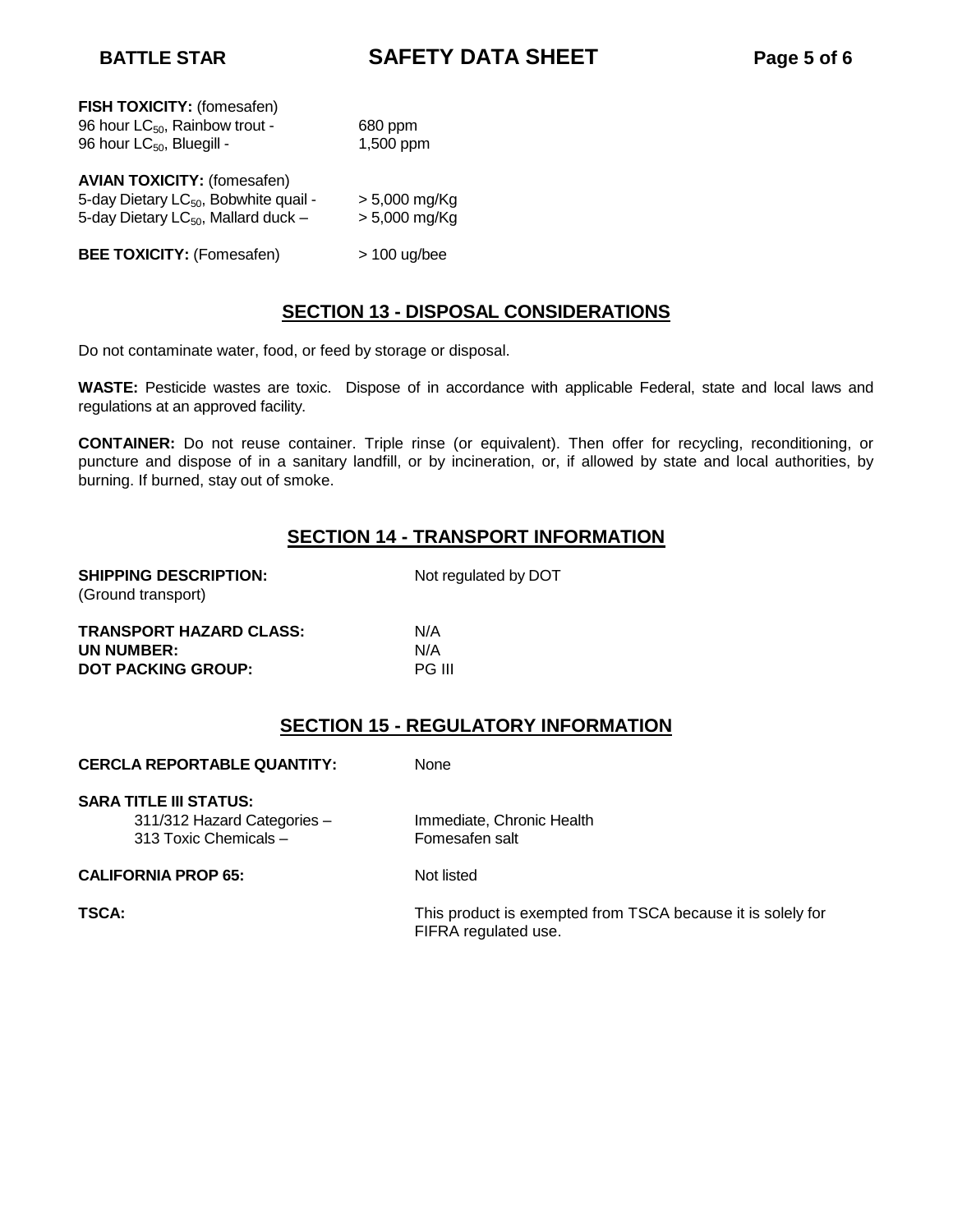**FISH TOXICITY:** (fomesafen)

96 hour $LC_{50}$, Rainbow trout - 680 ppm

96 hour $LC_{50}$, Bluegill - 1,500 ppm

**AVIAN TOXICITY:** (fomesafen)

5-day Dietary $LC_{50}$, Bobwhite quail - > 5,000 mg/Kg

5-day Dietary $LC_{50}$, Mallard duck – > 5,000 mg/Kg

**BEE TOXICITY:** (Fomesafen) > 100 ug/bee

## SECTION 13 - DISPOSAL CONSIDERATIONS

Do not contaminate water, food, or feed by storage or disposal.

**WASTE:** Pesticide wastes are toxic. Dispose of in accordance with applicable Federal, state and local laws and regulations at an approved facility.

**CONTAINER:** Do not reuse container. Triple rinse (or equivalent). Then offer for recycling, reconditioning, or puncture and dispose of in a sanitary landfill, or by incineration, or, if allowed by state and local authorities, by burning. If burned, stay out of smoke.

## SECTION 14 - TRANSPORT INFORMATION

**SHIPPING DESCRIPTION:** (Ground transport) Not regulated by DOT

**TRANSPORT HAZARD CLASS:** N/A

**UN NUMBER:** N/A

**DOT PACKING GROUP:** PG III

## SECTION 15 - REGULATORY INFORMATION

**CERCLA REPORTABLE QUANTITY:** None

**SARA TITLE III STATUS:**

311/312 Hazard Categories – Immediate, Chronic Health

313 Toxic Chemicals – Fomesafen salt

**CALIFORNIA PROP 65:** Not listed

**TSCA:** This product is exempted from TSCA because it is solely for FIFRA regulated use.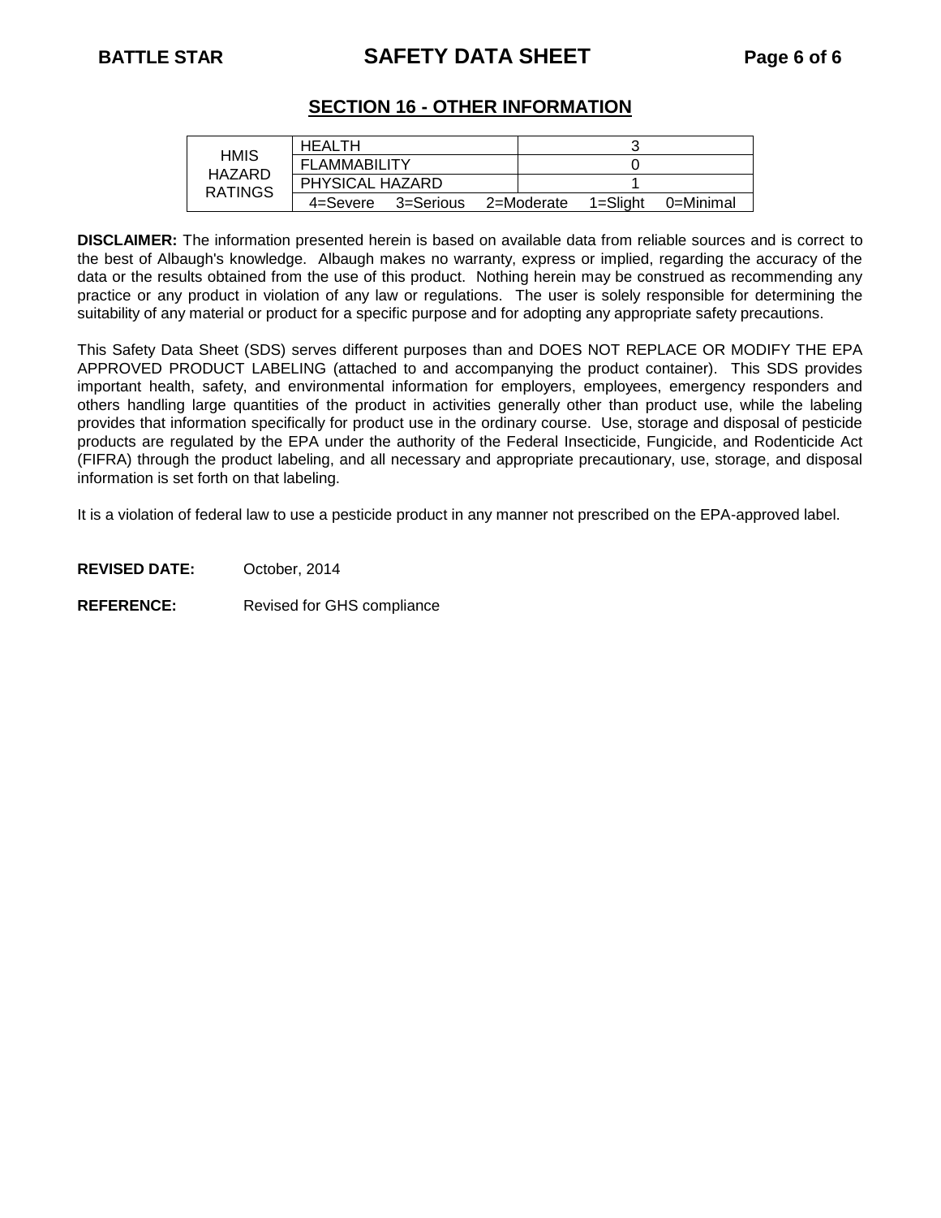## SECTION 16 - OTHER INFORMATION

| | | |
|---|---|---|
| HMIS HAZARD RATINGS | HEALTH | 3 |
| | FLAMMABILITY | 0 |
| | PHYSICAL HAZARD | 1 |
| | 4=Severe 3=Serious 2=Moderate 1=Slight 0=Minimal | |

**DISCLAIMER:** The information presented herein is based on available data from reliable sources and is correct to the best of Albaugh's knowledge. Albaugh makes no warranty, express or implied, regarding the accuracy of the data or the results obtained from the use of this product. Nothing herein may be construed as recommending any practice or any product in violation of any law or regulations. The user is solely responsible for determining the suitability of any material or product for a specific purpose and for adopting any appropriate safety precautions.

This Safety Data Sheet (SDS) serves different purposes than and DOES NOT REPLACE OR MODIFY THE EPA APPROVED PRODUCT LABELING (attached to and accompanying the product container). This SDS provides important health, safety, and environmental information for employers, employees, emergency responders and others handling large quantities of the product in activities generally other than product use, while the labeling provides that information specifically for product use in the ordinary course. Use, storage and disposal of pesticide products are regulated by the EPA under the authority of the Federal Insecticide, Fungicide, and Rodenticide Act (FIFRA) through the product labeling, and all necessary and appropriate precautionary, use, storage, and disposal information is set forth on that labeling.

It is a violation of federal law to use a pesticide product in any manner not prescribed on the EPA-approved label.

**REVISED DATE:** October, 2014

**REFERENCE:** Revised for GHS compliance